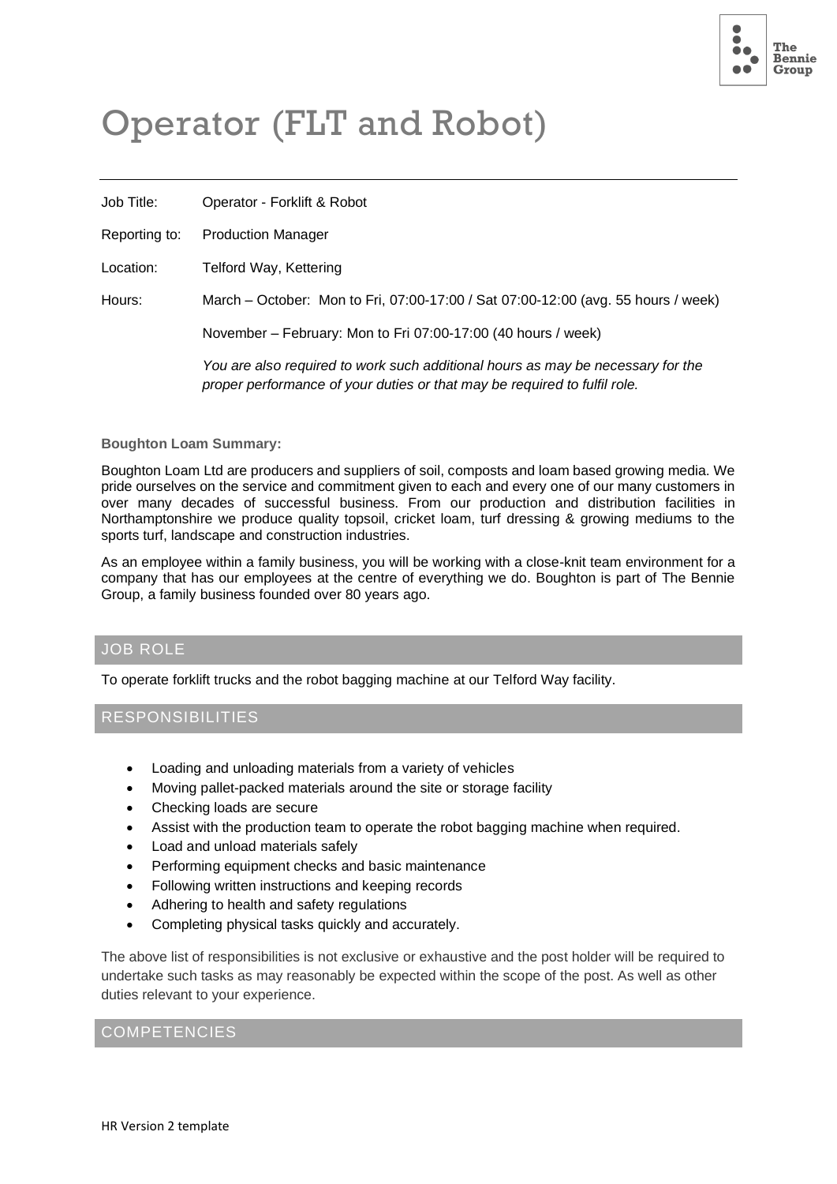# Operator (FLT and Robot)

Job Title: Operator - Forklift & Robot

Reporting to: Production Manager

Location: Telford Way, Kettering

Hours: March – October: Mon to Fri, 07:00-17:00 / Sat 07:00-12:00 (avg. 55 hours / week)

November – February: Mon to Fri 07:00-17:00 (40 hours / week)

*You are also required to work such additional hours as may be necessary for the proper performance of your duties or that may be required to fulfil role.*

**Boughton Loam Summary:**

Boughton Loam Ltd are producers and suppliers of soil, composts and loam based growing media. We pride ourselves on the service and commitment given to each and every one of our many customers in over many decades of successful business. From our production and distribution facilities in Northamptonshire we produce quality topsoil, cricket loam, turf dressing & growing mediums to the sports turf, landscape and construction industries.

As an employee within a family business, you will be working with a close-knit team environment for a company that has our employees at the centre of everything we do. Boughton is part of The Bennie Group, a family business founded over 80 years ago.

## JOB ROLE

To operate forklift trucks and the robot bagging machine at our Telford Way facility.

## RESPONSIBILITIES

- Loading and unloading materials from a variety of vehicles
- Moving pallet-packed materials around the site or storage facility
- Checking loads are secure
- Assist with the production team to operate the robot bagging machine when required.
- Load and unload materials safely
- Performing equipment checks and basic maintenance
- Following written instructions and keeping records
- Adhering to health and safety regulations
- Completing physical tasks quickly and accurately.

The above list of responsibilities is not exclusive or exhaustive and the post holder will be required to undertake such tasks as may reasonably be expected within the scope of the post. As well as other duties relevant to your experience.

## COMPETENCIES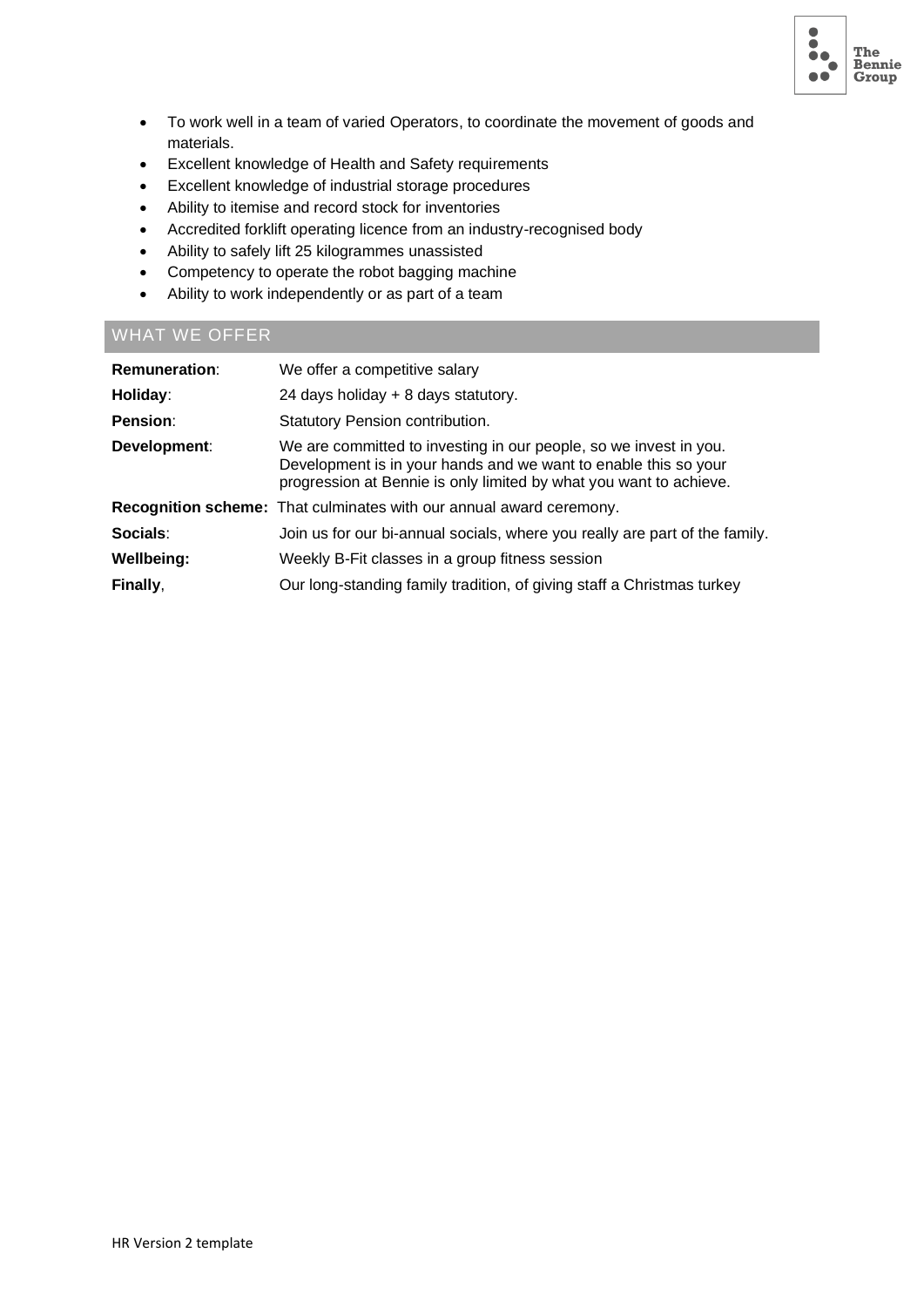- To work well in a team of varied Operators, to coordinate the movement of goods and materials.
- Excellent knowledge of Health and Safety requirements
- Excellent knowledge of industrial storage procedures
- Ability to itemise and record stock for inventories
- Accredited forklift operating licence from an industry-recognised body
- Ability to safely lift 25 kilogrammes unassisted
- Competency to operate the robot bagging machine
- Ability to work independently or as part of a team

## WHAT WE OFFER

| | |
|---|---|
| **Remuneration**: | We offer a competitive salary |
| **Holiday**: | 24 days holiday + 8 days statutory. |
| **Pension**: | Statutory Pension contribution. |
| **Development**: | We are committed to investing in our people, so we invest in you. Development is in your hands and we want to enable this so your progression at Bennie is only limited by what you want to achieve. |
| **Recognition scheme:** | That culminates with our annual award ceremony. |
| **Socials**: | Join us for our bi-annual socials, where you really are part of the family. |
| **Wellbeing:** | Weekly B-Fit classes in a group fitness session |
| **Finally**, | Our long-standing family tradition, of giving staff a Christmas turkey |